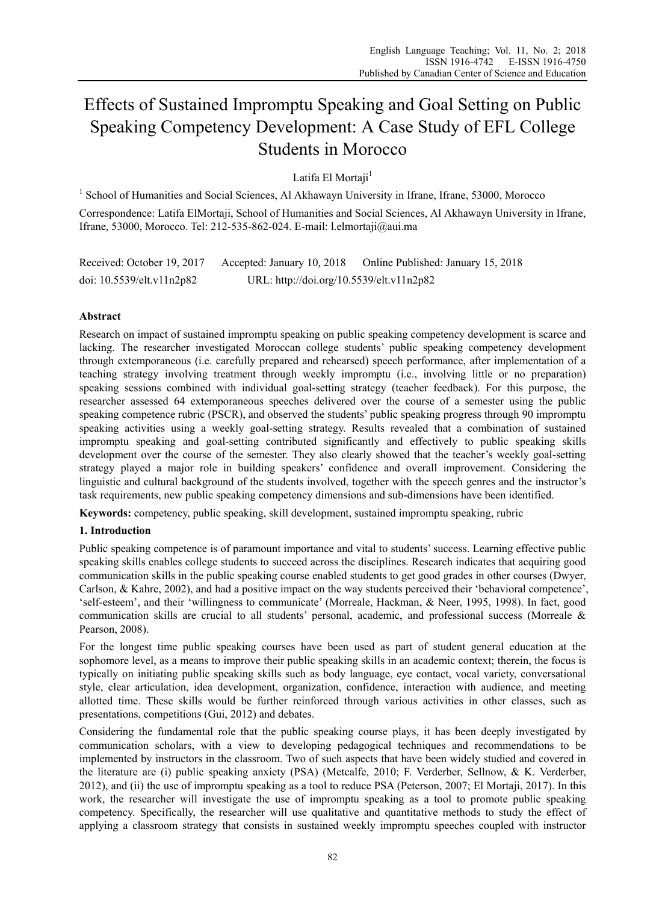# Effects of Sustained Impromptu Speaking and Goal Setting on Public Speaking Competency Development: A Case Study of EFL College Students in Morocco

Latifa El Mortaji[1]

[1] School of Humanities and Social Sciences, Al Akhawayn University in Ifrane, Ifrane, 53000, Morocco

Correspondence: Latifa ElMortaji, School of Humanities and Social Sciences, Al Akhawayn University in Ifrane, Ifrane, 53000, Morocco. Tel: 212-535-862-024. E-mail: l.elmortaji@aui.ma

Received: October 19, 2017 Accepted: January 10, 2018 Online Published: January 15, 2018

doi: 10.5539/elt.v11n2p82 URL: http://doi.org/10.5539/elt.v11n2p82

## Abstract

Research on impact of sustained impromptu speaking on public speaking competency development is scarce and lacking. The researcher investigated Moroccan college students' public speaking competency development through extemporaneous (i.e. carefully prepared and rehearsed) speech performance, after implementation of a teaching strategy involving treatment through weekly impromptu (i.e., involving little or no preparation) speaking sessions combined with individual goal-setting strategy (teacher feedback). For this purpose, the researcher assessed 64 extemporaneous speeches delivered over the course of a semester using the public speaking competence rubric (PSCR), and observed the students' public speaking progress through 90 impromptu speaking activities using a weekly goal-setting strategy. Results revealed that a combination of sustained impromptu speaking and goal-setting contributed significantly and effectively to public speaking skills development over the course of the semester. They also clearly showed that the teacher's weekly goal-setting strategy played a major role in building speakers' confidence and overall improvement. Considering the linguistic and cultural background of the students involved, together with the speech genres and the instructor's task requirements, new public speaking competency dimensions and sub-dimensions have been identified.

**Keywords:** competency, public speaking, skill development, sustained impromptu speaking, rubric

## 1. Introduction

Public speaking competence is of paramount importance and vital to students' success. Learning effective public speaking skills enables college students to succeed across the disciplines. Research indicates that acquiring good communication skills in the public speaking course enabled students to get good grades in other courses (Dwyer, Carlson, & Kahre, 2002), and had a positive impact on the way students perceived their 'behavioral competence', 'self-esteem', and their 'willingness to communicate' (Morreale, Hackman, & Neer, 1995, 1998). In fact, good communication skills are crucial to all students' personal, academic, and professional success (Morreale & Pearson, 2008).

For the longest time public speaking courses have been used as part of student general education at the sophomore level, as a means to improve their public speaking skills in an academic context; therein, the focus is typically on initiating public speaking skills such as body language, eye contact, vocal variety, conversational style, clear articulation, idea development, organization, confidence, interaction with audience, and meeting allotted time. These skills would be further reinforced through various activities in other classes, such as presentations, competitions (Gui, 2012) and debates.

Considering the fundamental role that the public speaking course plays, it has been deeply investigated by communication scholars, with a view to developing pedagogical techniques and recommendations to be implemented by instructors in the classroom. Two of such aspects that have been widely studied and covered in the literature are (i) public speaking anxiety (PSA) (Metcalfe, 2010; F. Verderber, Sellnow, & K. Verderber, 2012), and (ii) the use of impromptu speaking as a tool to reduce PSA (Peterson, 2007; El Mortaji, 2017). In this work, the researcher will investigate the use of impromptu speaking as a tool to promote public speaking competency. Specifically, the researcher will use qualitative and quantitative methods to study the effect of applying a classroom strategy that consists in sustained weekly impromptu speeches coupled with instructor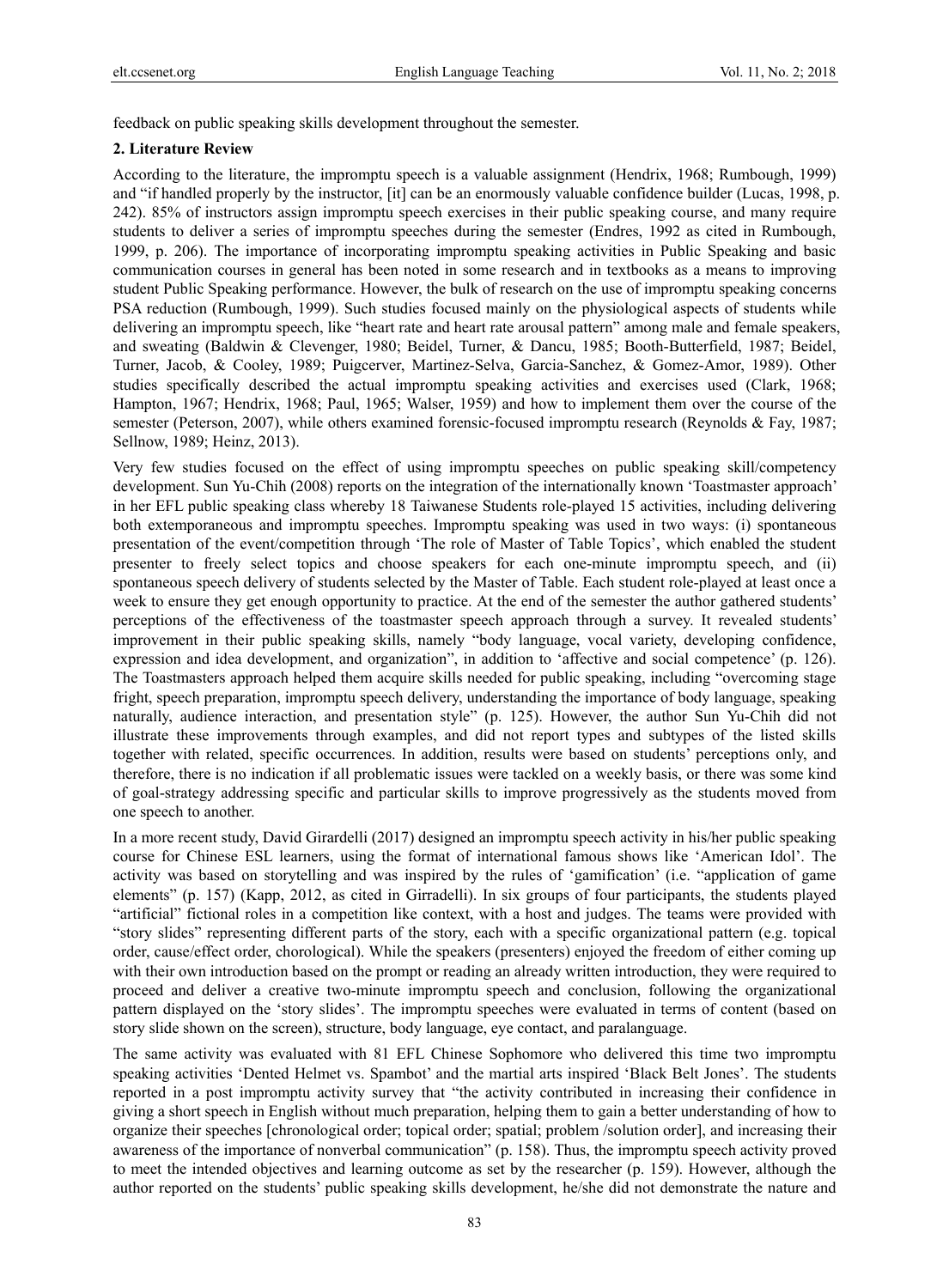feedback on public speaking skills development throughout the semester.

## 2. Literature Review

According to the literature, the impromptu speech is a valuable assignment (Hendrix, 1968; Rumbough, 1999) and "if handled properly by the instructor, [it] can be an enormously valuable confidence builder (Lucas, 1998, p. 242). 85% of instructors assign impromptu speech exercises in their public speaking course, and many require students to deliver a series of impromptu speeches during the semester (Endres, 1992 as cited in Rumbough, 1999, p. 206). The importance of incorporating impromptu speaking activities in Public Speaking and basic communication courses in general has been noted in some research and in textbooks as a means to improving student Public Speaking performance. However, the bulk of research on the use of impromptu speaking concerns PSA reduction (Rumbough, 1999). Such studies focused mainly on the physiological aspects of students while delivering an impromptu speech, like "heart rate and heart rate arousal pattern" among male and female speakers, and sweating (Baldwin & Clevenger, 1980; Beidel, Turner, & Dancu, 1985; Booth-Butterfield, 1987; Beidel, Turner, Jacob, & Cooley, 1989; Puigcerver, Martinez-Selva, Garcia-Sanchez, & Gomez-Amor, 1989). Other studies specifically described the actual impromptu speaking activities and exercises used (Clark, 1968; Hampton, 1967; Hendrix, 1968; Paul, 1965; Walser, 1959) and how to implement them over the course of the semester (Peterson, 2007), while others examined forensic-focused impromptu research (Reynolds & Fay, 1987; Sellnow, 1989; Heinz, 2013).

Very few studies focused on the effect of using impromptu speeches on public speaking skill/competency development. Sun Yu-Chih (2008) reports on the integration of the internationally known 'Toastmaster approach' in her EFL public speaking class whereby 18 Taiwanese Students role-played 15 activities, including delivering both extemporaneous and impromptu speeches. Impromptu speaking was used in two ways: (i) spontaneous presentation of the event/competition through 'The role of Master of Table Topics', which enabled the student presenter to freely select topics and choose speakers for each one-minute impromptu speech, and (ii) spontaneous speech delivery of students selected by the Master of Table. Each student role-played at least once a week to ensure they get enough opportunity to practice. At the end of the semester the author gathered students' perceptions of the effectiveness of the toastmaster speech approach through a survey. It revealed students' improvement in their public speaking skills, namely "body language, vocal variety, developing confidence, expression and idea development, and organization", in addition to 'affective and social competence' (p. 126). The Toastmasters approach helped them acquire skills needed for public speaking, including "overcoming stage fright, speech preparation, impromptu speech delivery, understanding the importance of body language, speaking naturally, audience interaction, and presentation style" (p. 125). However, the author Sun Yu-Chih did not illustrate these improvements through examples, and did not report types and subtypes of the listed skills together with related, specific occurrences. In addition, results were based on students' perceptions only, and therefore, there is no indication if all problematic issues were tackled on a weekly basis, or there was some kind of goal-strategy addressing specific and particular skills to improve progressively as the students moved from one speech to another.

In a more recent study, David Girardelli (2017) designed an impromptu speech activity in his/her public speaking course for Chinese ESL learners, using the format of international famous shows like 'American Idol'. The activity was based on storytelling and was inspired by the rules of 'gamification' (i.e. "application of game elements" (p. 157) (Kapp, 2012, as cited in Girradelli). In six groups of four participants, the students played "artificial" fictional roles in a competition like context, with a host and judges. The teams were provided with "story slides" representing different parts of the story, each with a specific organizational pattern (e.g. topical order, cause/effect order, chorological). While the speakers (presenters) enjoyed the freedom of either coming up with their own introduction based on the prompt or reading an already written introduction, they were required to proceed and deliver a creative two-minute impromptu speech and conclusion, following the organizational pattern displayed on the 'story slides'. The impromptu speeches were evaluated in terms of content (based on story slide shown on the screen), structure, body language, eye contact, and paralanguage.

The same activity was evaluated with 81 EFL Chinese Sophomore who delivered this time two impromptu speaking activities 'Dented Helmet vs. Spambot' and the martial arts inspired 'Black Belt Jones'. The students reported in a post impromptu activity survey that "the activity contributed in increasing their confidence in giving a short speech in English without much preparation, helping them to gain a better understanding of how to organize their speeches [chronological order; topical order; spatial; problem /solution order], and increasing their awareness of the importance of nonverbal communication" (p. 158). Thus, the impromptu speech activity proved to meet the intended objectives and learning outcome as set by the researcher (p. 159). However, although the author reported on the students' public speaking skills development, he/she did not demonstrate the nature and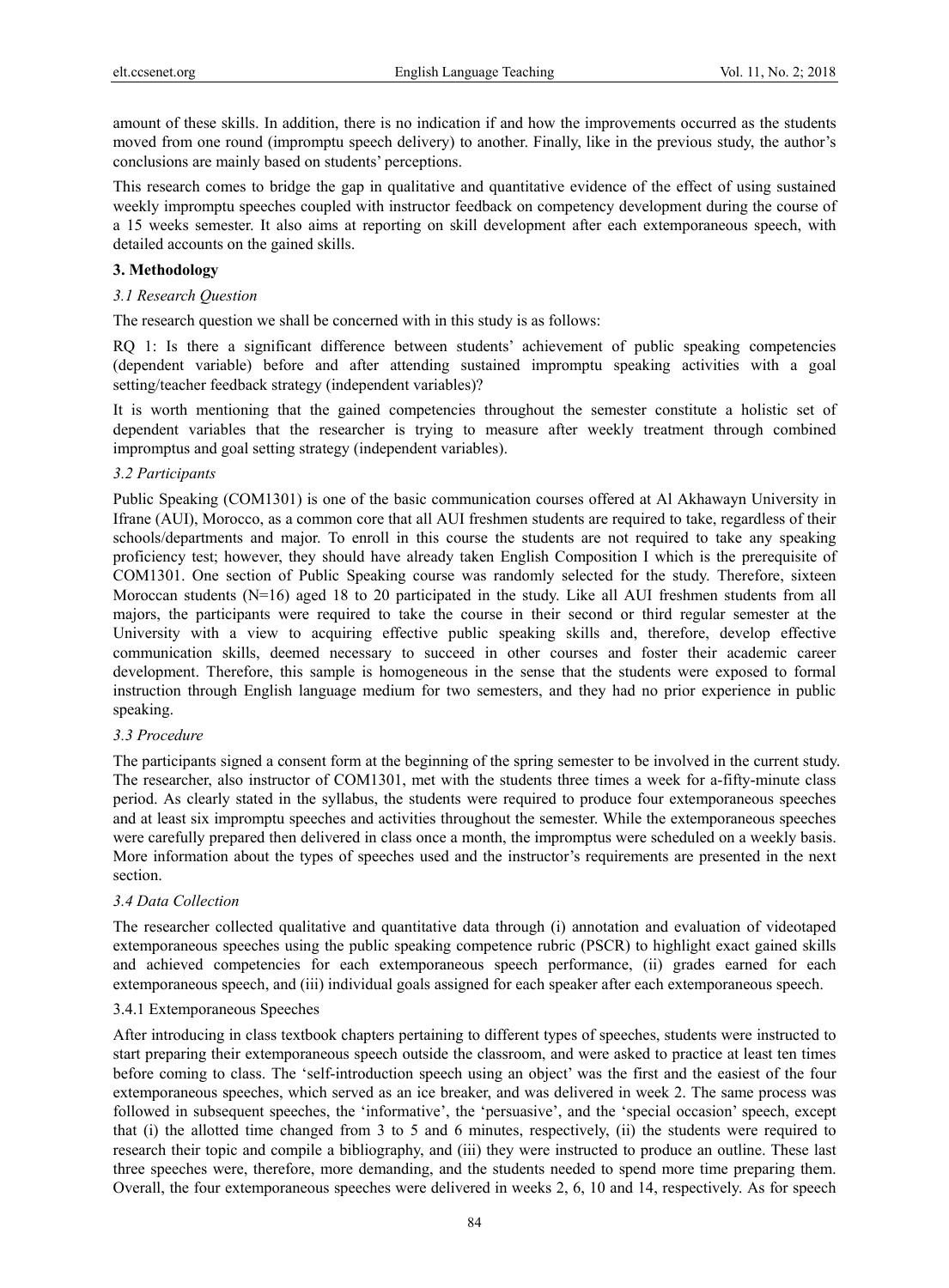amount of these skills. In addition, there is no indication if and how the improvements occurred as the students moved from one round (impromptu speech delivery) to another. Finally, like in the previous study, the author's conclusions are mainly based on students' perceptions.

This research comes to bridge the gap in qualitative and quantitative evidence of the effect of using sustained weekly impromptu speeches coupled with instructor feedback on competency development during the course of a 15 weeks semester. It also aims at reporting on skill development after each extemporaneous speech, with detailed accounts on the gained skills.

## 3. Methodology

### *3.1 Research Question*

The research question we shall be concerned with in this study is as follows:

RQ 1: Is there a significant difference between students' achievement of public speaking competencies (dependent variable) before and after attending sustained impromptu speaking activities with a goal setting/teacher feedback strategy (independent variables)?

It is worth mentioning that the gained competencies throughout the semester constitute a holistic set of dependent variables that the researcher is trying to measure after weekly treatment through combined impromptus and goal setting strategy (independent variables).

### *3.2 Participants*

Public Speaking (COM1301) is one of the basic communication courses offered at Al Akhawayn University in Ifrane (AUI), Morocco, as a common core that all AUI freshmen students are required to take, regardless of their schools/departments and major. To enroll in this course the students are not required to take any speaking proficiency test; however, they should have already taken English Composition I which is the prerequisite of COM1301. One section of Public Speaking course was randomly selected for the study. Therefore, sixteen Moroccan students (N=16) aged 18 to 20 participated in the study. Like all AUI freshmen students from all majors, the participants were required to take the course in their second or third regular semester at the University with a view to acquiring effective public speaking skills and, therefore, develop effective communication skills, deemed necessary to succeed in other courses and foster their academic career development. Therefore, this sample is homogeneous in the sense that the students were exposed to formal instruction through English language medium for two semesters, and they had no prior experience in public speaking.

### *3.3 Procedure*

The participants signed a consent form at the beginning of the spring semester to be involved in the current study. The researcher, also instructor of COM1301, met with the students three times a week for a-fifty-minute class period. As clearly stated in the syllabus, the students were required to produce four extemporaneous speeches and at least six impromptu speeches and activities throughout the semester. While the extemporaneous speeches were carefully prepared then delivered in class once a month, the impromptus were scheduled on a weekly basis. More information about the types of speeches used and the instructor's requirements are presented in the next section.

### *3.4 Data Collection*

The researcher collected qualitative and quantitative data through (i) annotation and evaluation of videotaped extemporaneous speeches using the public speaking competence rubric (PSCR) to highlight exact gained skills and achieved competencies for each extemporaneous speech performance, (ii) grades earned for each extemporaneous speech, and (iii) individual goals assigned for each speaker after each extemporaneous speech.

#### 3.4.1 Extemporaneous Speeches

After introducing in class textbook chapters pertaining to different types of speeches, students were instructed to start preparing their extemporaneous speech outside the classroom, and were asked to practice at least ten times before coming to class. The 'self-introduction speech using an object' was the first and the easiest of the four extemporaneous speeches, which served as an ice breaker, and was delivered in week 2. The same process was followed in subsequent speeches, the 'informative', the 'persuasive', and the 'special occasion' speech, except that (i) the allotted time changed from 3 to 5 and 6 minutes, respectively, (ii) the students were required to research their topic and compile a bibliography, and (iii) they were instructed to produce an outline. These last three speeches were, therefore, more demanding, and the students needed to spend more time preparing them. Overall, the four extemporaneous speeches were delivered in weeks 2, 6, 10 and 14, respectively. As for speech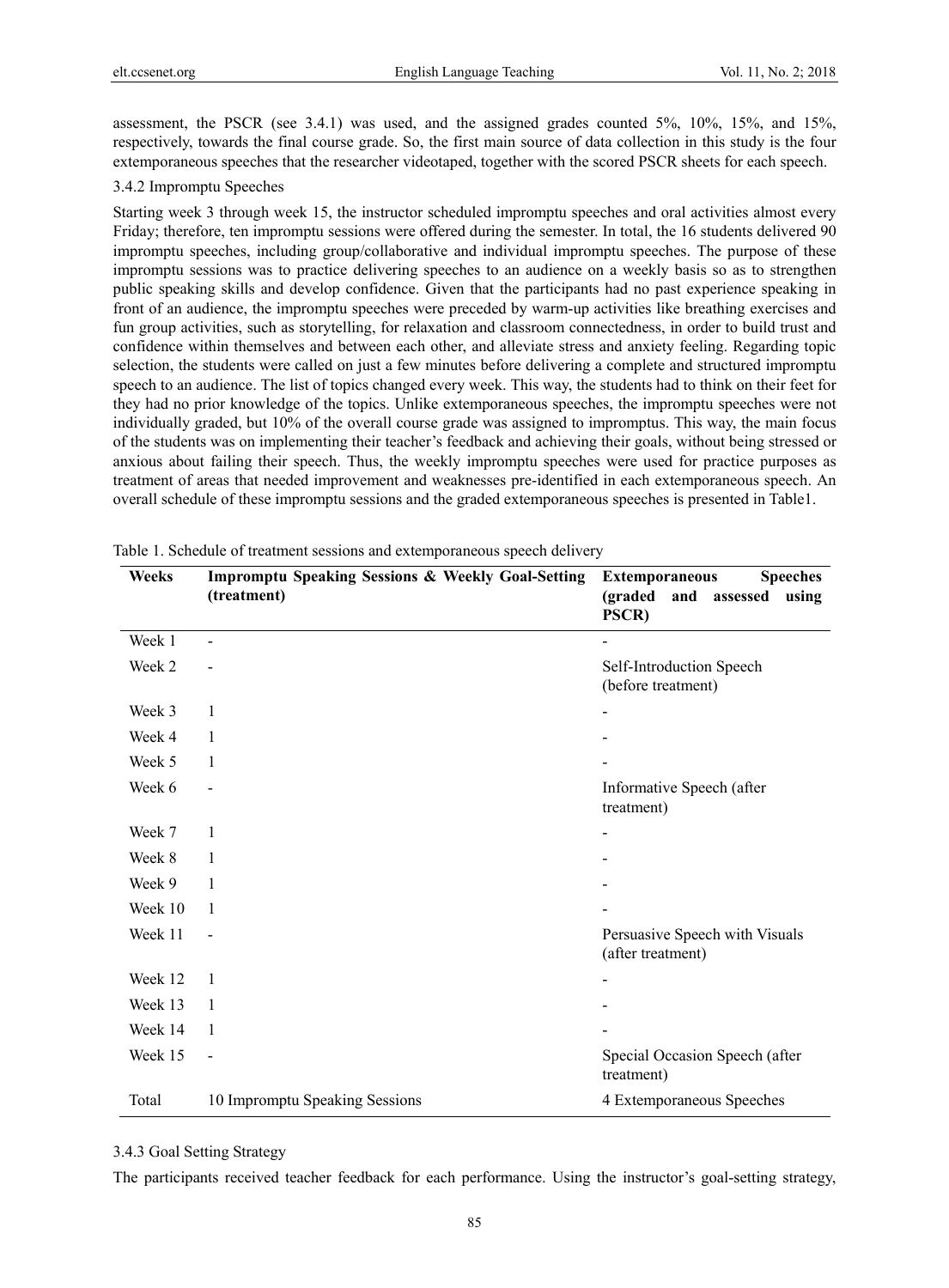assessment, the PSCR (see 3.4.1) was used, and the assigned grades counted 5%, 10%, 15%, and 15%, respectively, towards the final course grade. So, the first main source of data collection in this study is the four extemporaneous speeches that the researcher videotaped, together with the scored PSCR sheets for each speech.

### 3.4.2 Impromptu Speeches

Starting week 3 through week 15, the instructor scheduled impromptu speeches and oral activities almost every Friday; therefore, ten impromptu sessions were offered during the semester. In total, the 16 students delivered 90 impromptu speeches, including group/collaborative and individual impromptu speeches. The purpose of these impromptu sessions was to practice delivering speeches to an audience on a weekly basis so as to strengthen public speaking skills and develop confidence. Given that the participants had no past experience speaking in front of an audience, the impromptu speeches were preceded by warm-up activities like breathing exercises and fun group activities, such as storytelling, for relaxation and classroom connectedness, in order to build trust and confidence within themselves and between each other, and alleviate stress and anxiety feeling. Regarding topic selection, the students were called on just a few minutes before delivering a complete and structured impromptu speech to an audience. The list of topics changed every week. This way, the students had to think on their feet for they had no prior knowledge of the topics. Unlike extemporaneous speeches, the impromptu speeches were not individually graded, but 10% of the overall course grade was assigned to impromptus. This way, the main focus of the students was on implementing their teacher's feedback and achieving their goals, without being stressed or anxious about failing their speech. Thus, the weekly impromptu speeches were used for practice purposes as treatment of areas that needed improvement and weaknesses pre-identified in each extemporaneous speech. An overall schedule of these impromptu sessions and the graded extemporaneous speeches is presented in Table1.

Table 1. Schedule of treatment sessions and extemporaneous speech delivery

| **Weeks** | **Impromptu Speaking Sessions & Weekly Goal-Setting (treatment)** | **Extemporaneous Speeches (graded and assessed using PSCR)** |
|---|---|---|
| Week 1 | - | - |
| Week 2 | - | Self-Introduction Speech (before treatment) |
| Week 3 | 1 | - |
| Week 4 | 1 | - |
| Week 5 | 1 | - |
| Week 6 | - | Informative Speech (after treatment) |
| Week 7 | 1 | - |
| Week 8 | 1 | - |
| Week 9 | 1 | - |
| Week 10 | 1 | - |
| Week 11 | - | Persuasive Speech with Visuals (after treatment) |
| Week 12 | 1 | - |
| Week 13 | 1 | - |
| Week 14 | 1 | - |
| Week 15 | - | Special Occasion Speech (after treatment) |
| Total | 10 Impromptu Speaking Sessions | 4 Extemporaneous Speeches |

### 3.4.3 Goal Setting Strategy

The participants received teacher feedback for each performance. Using the instructor's goal-setting strategy,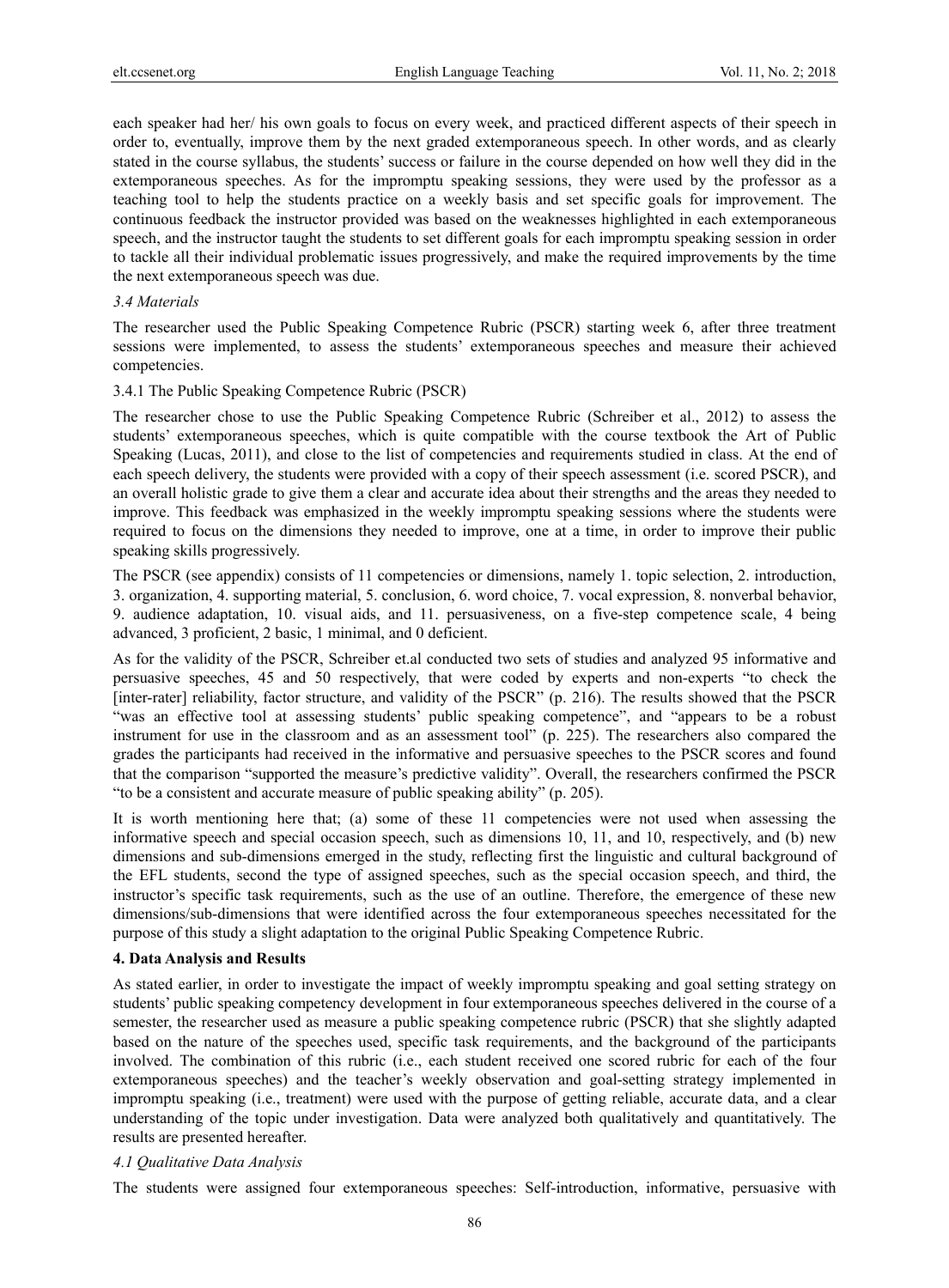each speaker had her/ his own goals to focus on every week, and practiced different aspects of their speech in order to, eventually, improve them by the next graded extemporaneous speech. In other words, and as clearly stated in the course syllabus, the students' success or failure in the course depended on how well they did in the extemporaneous speeches. As for the impromptu speaking sessions, they were used by the professor as a teaching tool to help the students practice on a weekly basis and set specific goals for improvement. The continuous feedback the instructor provided was based on the weaknesses highlighted in each extemporaneous speech, and the instructor taught the students to set different goals for each impromptu speaking session in order to tackle all their individual problematic issues progressively, and make the required improvements by the time the next extemporaneous speech was due.

### *3.4 Materials*

The researcher used the Public Speaking Competence Rubric (PSCR) starting week 6, after three treatment sessions were implemented, to assess the students' extemporaneous speeches and measure their achieved competencies.

#### 3.4.1 The Public Speaking Competence Rubric (PSCR)

The researcher chose to use the Public Speaking Competence Rubric (Schreiber et al., 2012) to assess the students' extemporaneous speeches, which is quite compatible with the course textbook the Art of Public Speaking (Lucas, 2011), and close to the list of competencies and requirements studied in class. At the end of each speech delivery, the students were provided with a copy of their speech assessment (i.e. scored PSCR), and an overall holistic grade to give them a clear and accurate idea about their strengths and the areas they needed to improve. This feedback was emphasized in the weekly impromptu speaking sessions where the students were required to focus on the dimensions they needed to improve, one at a time, in order to improve their public speaking skills progressively.

The PSCR (see appendix) consists of 11 competencies or dimensions, namely 1. topic selection, 2. introduction, 3. organization, 4. supporting material, 5. conclusion, 6. word choice, 7. vocal expression, 8. nonverbal behavior, 9. audience adaptation, 10. visual aids, and 11. persuasiveness, on a five-step competence scale, 4 being advanced, 3 proficient, 2 basic, 1 minimal, and 0 deficient.

As for the validity of the PSCR, Schreiber et.al conducted two sets of studies and analyzed 95 informative and persuasive speeches, 45 and 50 respectively, that were coded by experts and non-experts "to check the [inter-rater] reliability, factor structure, and validity of the PSCR" (p. 216). The results showed that the PSCR "was an effective tool at assessing students' public speaking competence", and "appears to be a robust instrument for use in the classroom and as an assessment tool" (p. 225). The researchers also compared the grades the participants had received in the informative and persuasive speeches to the PSCR scores and found that the comparison "supported the measure's predictive validity". Overall, the researchers confirmed the PSCR "to be a consistent and accurate measure of public speaking ability" (p. 205).

It is worth mentioning here that; (a) some of these 11 competencies were not used when assessing the informative speech and special occasion speech, such as dimensions 10, 11, and 10, respectively, and (b) new dimensions and sub-dimensions emerged in the study, reflecting first the linguistic and cultural background of the EFL students, second the type of assigned speeches, such as the special occasion speech, and third, the instructor's specific task requirements, such as the use of an outline. Therefore, the emergence of these new dimensions/sub-dimensions that were identified across the four extemporaneous speeches necessitated for the purpose of this study a slight adaptation to the original Public Speaking Competence Rubric.

## 4. Data Analysis and Results

As stated earlier, in order to investigate the impact of weekly impromptu speaking and goal setting strategy on students' public speaking competency development in four extemporaneous speeches delivered in the course of a semester, the researcher used as measure a public speaking competence rubric (PSCR) that she slightly adapted based on the nature of the speeches used, specific task requirements, and the background of the participants involved. The combination of this rubric (i.e., each student received one scored rubric for each of the four extemporaneous speeches) and the teacher's weekly observation and goal-setting strategy implemented in impromptu speaking (i.e., treatment) were used with the purpose of getting reliable, accurate data, and a clear understanding of the topic under investigation. Data were analyzed both qualitatively and quantitatively. The results are presented hereafter.

### *4.1 Qualitative Data Analysis*

The students were assigned four extemporaneous speeches: Self-introduction, informative, persuasive with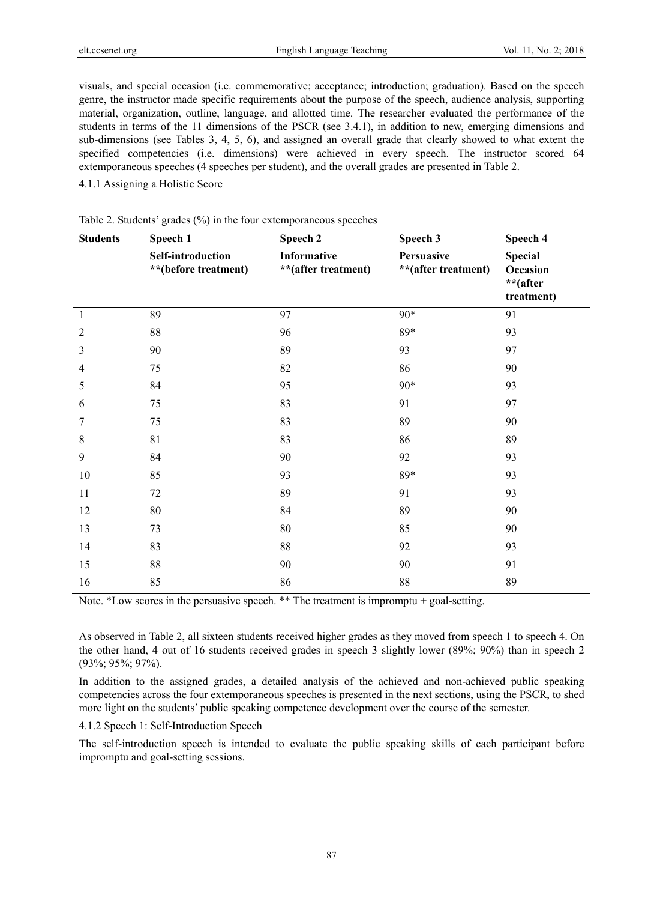visuals, and special occasion (i.e. commemorative; acceptance; introduction; graduation). Based on the speech genre, the instructor made specific requirements about the purpose of the speech, audience analysis, supporting material, organization, outline, language, and allotted time. The researcher evaluated the performance of the students in terms of the 11 dimensions of the PSCR (see 3.4.1), in addition to new, emerging dimensions and sub-dimensions (see Tables 3, 4, 5, 6), and assigned an overall grade that clearly showed to what extent the specified competencies (i.e. dimensions) were achieved in every speech. The instructor scored 64 extemporaneous speeches (4 speeches per student), and the overall grades are presented in Table 2.

4.1.1 Assigning a Holistic Score

Table 2. Students' grades (%) in the four extemporaneous speeches

| Students | Speech 1<br>Self-introduction<br>**(before treatment) | Speech 2<br>Informative<br>**(after treatment) | Speech 3<br>Persuasive<br>**(after treatment) | Speech 4<br>Special Occasion<br>**(after treatment) |
|---|---|---|---|---|
| 1 | 89 | 97 | 90* | 91 |
| 2 | 88 | 96 | 89* | 93 |
| 3 | 90 | 89 | 93 | 97 |
| 4 | 75 | 82 | 86 | 90 |
| 5 | 84 | 95 | 90* | 93 |
| 6 | 75 | 83 | 91 | 97 |
| 7 | 75 | 83 | 89 | 90 |
| 8 | 81 | 83 | 86 | 89 |
| 9 | 84 | 90 | 92 | 93 |
| 10 | 85 | 93 | 89* | 93 |
| 11 | 72 | 89 | 91 | 93 |
| 12 | 80 | 84 | 89 | 90 |
| 13 | 73 | 80 | 85 | 90 |
| 14 | 83 | 88 | 92 | 93 |
| 15 | 88 | 90 | 90 | 91 |
| 16 | 85 | 86 | 88 | 89 |

Note. *Low scores in the persuasive speech. ** The treatment is impromptu + goal-setting.

As observed in Table 2, all sixteen students received higher grades as they moved from speech 1 to speech 4. On the other hand, 4 out of 16 students received grades in speech 3 slightly lower (89%; 90%) than in speech 2 (93%; 95%; 97%).

In addition to the assigned grades, a detailed analysis of the achieved and non-achieved public speaking competencies across the four extemporaneous speeches is presented in the next sections, using the PSCR, to shed more light on the students' public speaking competence development over the course of the semester.

4.1.2 Speech 1: Self-Introduction Speech

The self-introduction speech is intended to evaluate the public speaking skills of each participant before impromptu and goal-setting sessions.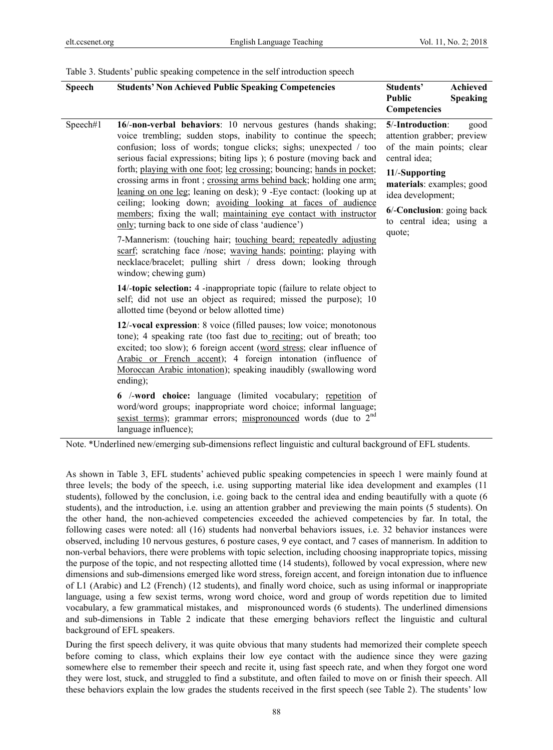Table 3. Students' public speaking competence in the self introduction speech

| Speech | Students' Non Achieved Public Speaking Competencies | Students' Achieved Public Speaking Competencies |
|---|---|---|
| Speech#1 | **16**/-**non-verbal behaviors**: 10 nervous gestures (hands shaking; voice trembling; sudden stops, inability to continue the speech; confusion; loss of words; tongue clicks; sighs; unexpected / too serious facial expressions; biting lips ); 6 posture (moving back and forth; playing with one foot; leg crossing; bouncing; hands in pocket; crossing arms in front ; crossing arms behind back; holding one arm; leaning on one leg; leaning on desk); 9 -Eye contact: (looking up at ceiling; looking down; avoiding looking at faces of audience members; fixing the wall; maintaining eye contact with instructor only; turning back to one side of class 'audience')<br><br>7-Mannerism: (touching hair; touching beard; repeatedly adjusting scarf; scratching face /nose; waving hands; pointing; playing with necklace/bracelet; pulling shirt / dress down; looking through window; chewing gum)<br><br>**14**/-**topic selection:** 4 -inappropriate topic (failure to relate object to self; did not use an object as required; missed the purpose); 10 allotted time (beyond or below allotted time)<br><br>**12**/-**vocal expression**: 8 voice (filled pauses; low voice; monotonous tone); 4 speaking rate (too fast due to reciting; out of breath; too excited; too slow); 6 foreign accent (word stress; clear influence of Arabic or French accent); 4 foreign intonation (influence of Moroccan Arabic intonation); speaking inaudibly (swallowing word ending);<br><br>**6** /-**word choice:** language (limited vocabulary; repetition of word/word groups; inappropriate word choice; informal language; sexist terms); grammar errors; mispronounced words (due to 2nd language influence); | **5**/-**Introduction**: good attention grabber; preview of the main points; clear central idea;<br><br>**11**/-**Supporting materials**: examples; good idea development;<br><br>**6**/-**Conclusion**: going back to central idea; using a quote; |

Note. *Underlined new/emerging sub-dimensions reflect linguistic and cultural background of EFL students.

As shown in Table 3, EFL students' achieved public speaking competencies in speech 1 were mainly found at three levels; the body of the speech, i.e. using supporting material like idea development and examples (11 students), followed by the conclusion, i.e. going back to the central idea and ending beautifully with a quote (6 students), and the introduction, i.e. using an attention grabber and previewing the main points (5 students). On the other hand, the non-achieved competencies exceeded the achieved competencies by far. In total, the following cases were noted: all (16) students had nonverbal behaviors issues, i.e. 32 behavior instances were observed, including 10 nervous gestures, 6 posture cases, 9 eye contact, and 7 cases of mannerism. In addition to non-verbal behaviors, there were problems with topic selection, including choosing inappropriate topics, missing the purpose of the topic, and not respecting allotted time (14 students), followed by vocal expression, where new dimensions and sub-dimensions emerged like word stress, foreign accent, and foreign intonation due to influence of L1 (Arabic) and L2 (French) (12 students), and finally word choice, such as using informal or inappropriate language, using a few sexist terms, wrong word choice, word and group of words repetition due to limited vocabulary, a few grammatical mistakes, and mispronounced words (6 students). The underlined dimensions and sub-dimensions in Table 2 indicate that these emerging behaviors reflect the linguistic and cultural background of EFL speakers.

During the first speech delivery, it was quite obvious that many students had memorized their complete speech before coming to class, which explains their low eye contact with the audience since they were gazing somewhere else to remember their speech and recite it, using fast speech rate, and when they forgot one word they were lost, stuck, and struggled to find a substitute, and often failed to move on or finish their speech. All these behaviors explain the low grades the students received in the first speech (see Table 2). The students' low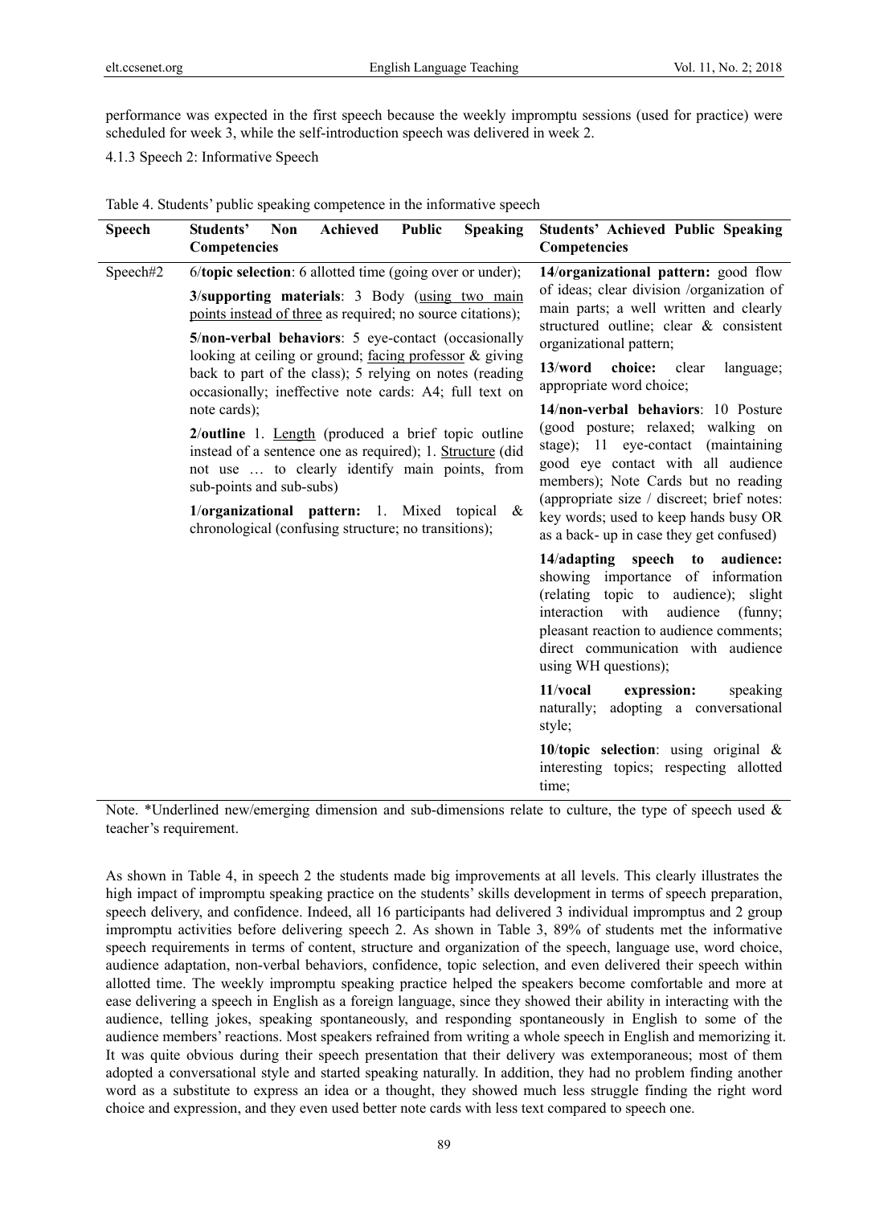performance was expected in the first speech because the weekly impromptu sessions (used for practice) were scheduled for week 3, while the self-introduction speech was delivered in week 2.

4.1.3 Speech 2: Informative Speech

Table 4. Students' public speaking competence in the informative speech

| Speech | Students' Non Achieved Public Speaking Competencies | Students' Achieved Public Speaking Competencies |
|---|---|---|
| Speech#2 | 6/**topic selection**: 6 allotted time (going over or under);<br><br>3/**supporting materials**: 3 Body (using two main points instead of three as required; no source citations);<br><br>5/**non-verbal behaviors**: 5 eye-contact (occasionally looking at ceiling or ground; facing professor & giving back to part of the class); 5 relying on notes (reading occasionally; ineffective note cards: A4; full text on note cards);<br><br>2/**outline** 1. Length (produced a brief topic outline instead of a sentence one as required); 1. Structure (did not use … to clearly identify main points, from sub-points and sub-subs)<br><br>1/**organizational pattern:** 1. Mixed topical & chronological (confusing structure; no transitions); | **14/organizational pattern:** good flow of ideas; clear division /organization of main parts; a well written and clearly structured outline; clear & consistent organizational pattern;<br><br>**13/word choice:** clear language; appropriate word choice;<br><br>**14/non-verbal behaviors**: 10 Posture (good posture; relaxed; walking on stage); 11 eye-contact (maintaining good eye contact with all audience members); Note Cards but no reading (appropriate size / discreet; brief notes: key words; used to keep hands busy OR as a back- up in case they get confused)<br><br>**14/adapting speech to audience:** showing importance of information (relating topic to audience); slight interaction with audience (funny; pleasant reaction to audience comments; direct communication with audience using WH questions);<br><br>**11/vocal expression:** speaking naturally; adopting a conversational style;<br><br>**10/topic selection**: using original & interesting topics; respecting allotted time; |

Note. *Underlined new/emerging dimension and sub-dimensions relate to culture, the type of speech used & teacher's requirement.

As shown in Table 4, in speech 2 the students made big improvements at all levels. This clearly illustrates the high impact of impromptu speaking practice on the students' skills development in terms of speech preparation, speech delivery, and confidence. Indeed, all 16 participants had delivered 3 individual impromptus and 2 group impromptu activities before delivering speech 2. As shown in Table 3, 89% of students met the informative speech requirements in terms of content, structure and organization of the speech, language use, word choice, audience adaptation, non-verbal behaviors, confidence, topic selection, and even delivered their speech within allotted time. The weekly impromptu speaking practice helped the speakers become comfortable and more at ease delivering a speech in English as a foreign language, since they showed their ability in interacting with the audience, telling jokes, speaking spontaneously, and responding spontaneously in English to some of the audience members' reactions. Most speakers refrained from writing a whole speech in English and memorizing it. It was quite obvious during their speech presentation that their delivery was extemporaneous; most of them adopted a conversational style and started speaking naturally. In addition, they had no problem finding another word as a substitute to express an idea or a thought, they showed much less struggle finding the right word choice and expression, and they even used better note cards with less text compared to speech one.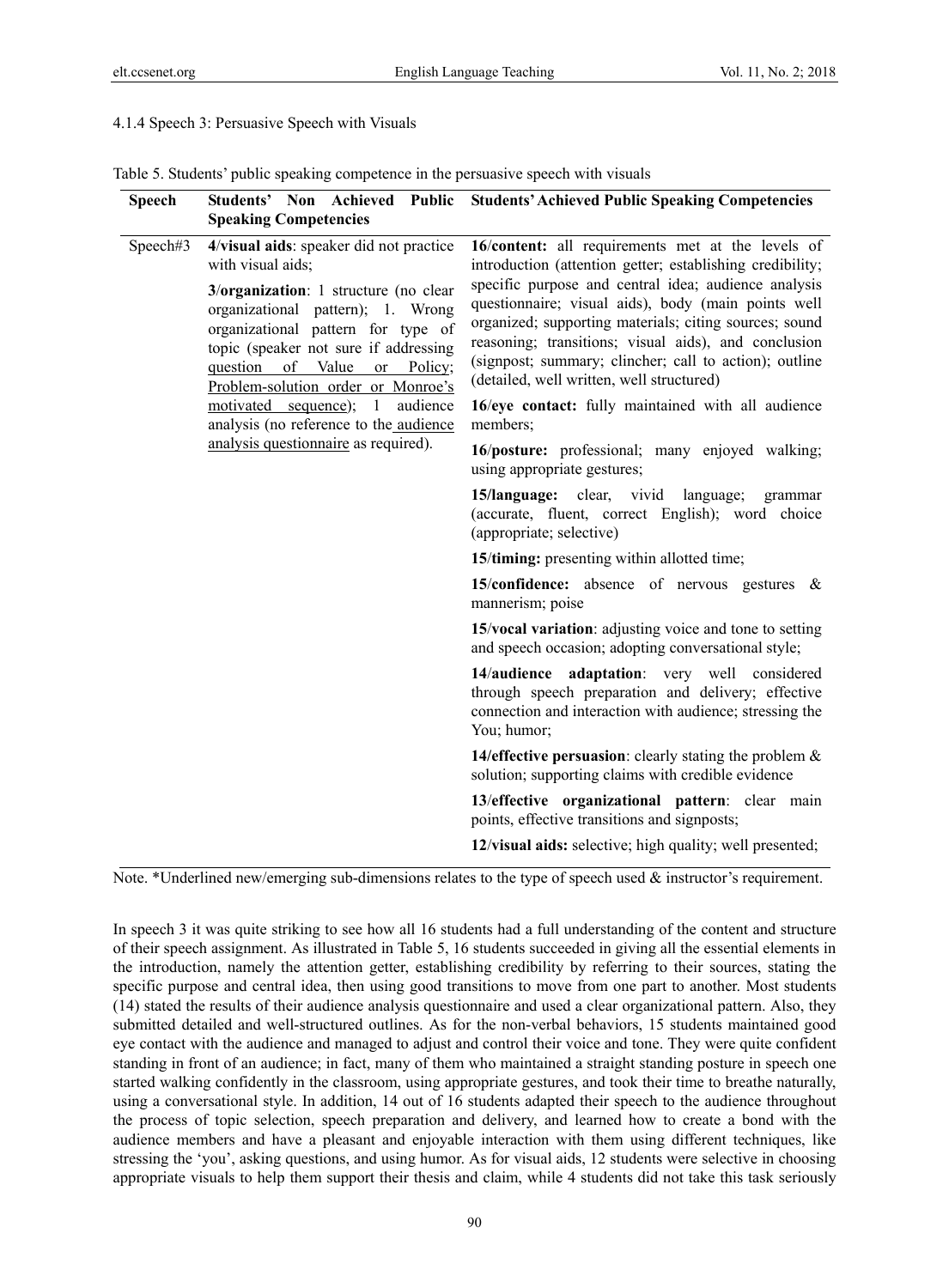#### 4.1.4 Speech 3: Persuasive Speech with Visuals

Table 5. Students' public speaking competence in the persuasive speech with visuals

| Speech | Students' Non Achieved Public Speaking Competencies | Students' Achieved Public Speaking Competencies |
|---|---|---|
| Speech#3 | **4/visual aids**: speaker did not practice with visual aids;<br>**3/organization**: 1 structure (no clear organizational pattern); 1. Wrong organizational pattern for type of topic (speaker not sure if addressing <u>question of Value or Policy; Problem-solution order or Monroe's motivated sequence</u>); 1 audience analysis (no reference to the <u>audience analysis questionnaire</u> as required). | **16/content:** all requirements met at the levels of introduction (attention getter; establishing credibility; specific purpose and central idea; audience analysis questionnaire; visual aids), body (main points well organized; supporting materials; citing sources; sound reasoning; transitions; visual aids), and conclusion (signpost; summary; clincher; call to action); outline (detailed, well written, well structured)<br>**16/eye contact:** fully maintained with all audience members;<br>**16/posture:** professional; many enjoyed walking; using appropriate gestures;<br>**15/language:** clear, vivid language; grammar (accurate, fluent, correct English); word choice (appropriate; selective)<br>**15/timing:** presenting within allotted time;<br>**15/confidence:** absence of nervous gestures & mannerism; poise<br>**15/vocal variation**: adjusting voice and tone to setting and speech occasion; adopting conversational style;<br>**14/audience adaptation**: very well considered through speech preparation and delivery; effective connection and interaction with audience; stressing the You; humor;<br>**14/effective persuasion**: clearly stating the problem & solution; supporting claims with credible evidence<br>**13/effective organizational pattern**: clear main points, effective transitions and signposts;<br>**12/visual aids:** selective; high quality; well presented; |

Note. *Underlined new/emerging sub-dimensions relates to the type of speech used & instructor's requirement.

In speech 3 it was quite striking to see how all 16 students had a full understanding of the content and structure of their speech assignment. As illustrated in Table 5, 16 students succeeded in giving all the essential elements in the introduction, namely the attention getter, establishing credibility by referring to their sources, stating the specific purpose and central idea, then using good transitions to move from one part to another. Most students (14) stated the results of their audience analysis questionnaire and used a clear organizational pattern. Also, they submitted detailed and well-structured outlines. As for the non-verbal behaviors, 15 students maintained good eye contact with the audience and managed to adjust and control their voice and tone. They were quite confident standing in front of an audience; in fact, many of them who maintained a straight standing posture in speech one started walking confidently in the classroom, using appropriate gestures, and took their time to breathe naturally, using a conversational style. In addition, 14 out of 16 students adapted their speech to the audience throughout the process of topic selection, speech preparation and delivery, and learned how to create a bond with the audience members and have a pleasant and enjoyable interaction with them using different techniques, like stressing the 'you', asking questions, and using humor. As for visual aids, 12 students were selective in choosing appropriate visuals to help them support their thesis and claim, while 4 students did not take this task seriously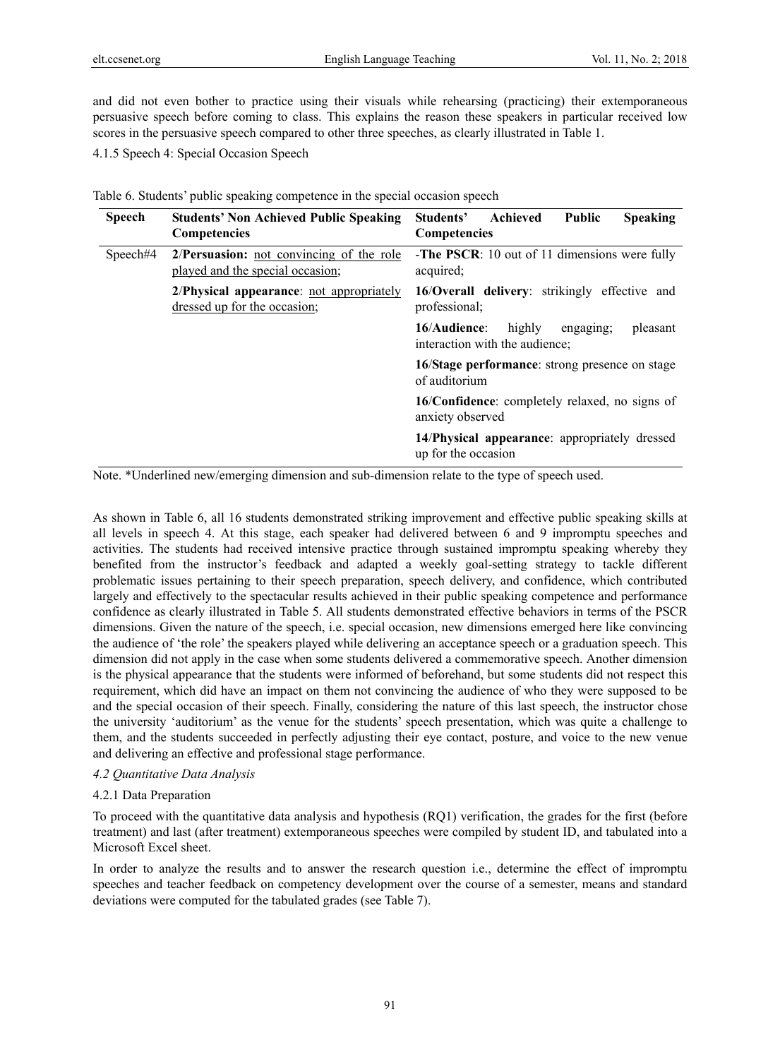and did not even bother to practice using their visuals while rehearsing (practicing) their extemporaneous persuasive speech before coming to class. This explains the reason these speakers in particular received low scores in the persuasive speech compared to other three speeches, as clearly illustrated in Table 1.

4.1.5 Speech 4: Special Occasion Speech

Table 6. Students' public speaking competence in the special occasion speech

| Speech | Students' Non Achieved Public Speaking Competencies | Students' Achieved Public Speaking Competencies |
|---|---|---|
| Speech#4 | **2/Persuasion:** not convincing of the role played and the special occasion; | -**The PSCR**: 10 out of 11 dimensions were fully acquired; |
| | **2/Physical appearance**: not appropriately dressed up for the occasion; | **16/Overall delivery**: strikingly effective and professional; |
| | | **16/Audience**: highly engaging; pleasant interaction with the audience; |
| | | **16/Stage performance**: strong presence on stage of auditorium |
| | | **16/Confidence**: completely relaxed, no signs of anxiety observed |
| | | **14/Physical appearance**: appropriately dressed up for the occasion |

Note. *Underlined new/emerging dimension and sub-dimension relate to the type of speech used.

As shown in Table 6, all 16 students demonstrated striking improvement and effective public speaking skills at all levels in speech 4. At this stage, each speaker had delivered between 6 and 9 impromptu speeches and activities. The students had received intensive practice through sustained impromptu speaking whereby they benefited from the instructor's feedback and adapted a weekly goal-setting strategy to tackle different problematic issues pertaining to their speech preparation, speech delivery, and confidence, which contributed largely and effectively to the spectacular results achieved in their public speaking competence and performance confidence as clearly illustrated in Table 5. All students demonstrated effective behaviors in terms of the PSCR dimensions. Given the nature of the speech, i.e. special occasion, new dimensions emerged here like convincing the audience of 'the role' the speakers played while delivering an acceptance speech or a graduation speech. This dimension did not apply in the case when some students delivered a commemorative speech. Another dimension is the physical appearance that the students were informed of beforehand, but some students did not respect this requirement, which did have an impact on them not convincing the audience of who they were supposed to be and the special occasion of their speech. Finally, considering the nature of this last speech, the instructor chose the university 'auditorium' as the venue for the students' speech presentation, which was quite a challenge to them, and the students succeeded in perfectly adjusting their eye contact, posture, and voice to the new venue and delivering an effective and professional stage performance.

### *4.2 Quantitative Data Analysis*

4.2.1 Data Preparation

To proceed with the quantitative data analysis and hypothesis (RQ1) verification, the grades for the first (before treatment) and last (after treatment) extemporaneous speeches were compiled by student ID, and tabulated into a Microsoft Excel sheet.

In order to analyze the results and to answer the research question i.e., determine the effect of impromptu speeches and teacher feedback on competency development over the course of a semester, means and standard deviations were computed for the tabulated grades (see Table 7).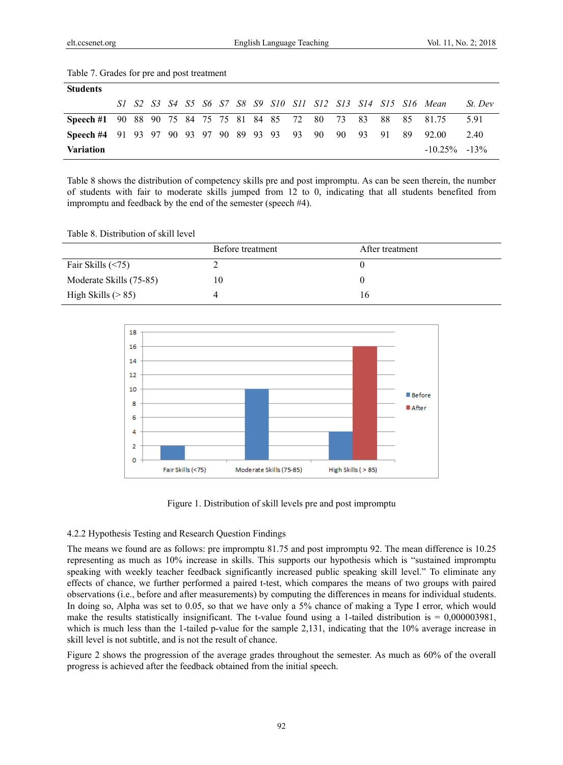Table 7. Grades for pre and post treatment

| Students | *S1* | *S2* | *S3* | *S4* | *S5* | *S6* | *S7* | *S8* | *S9* | *S10* | *S11* | *S12* | *S13* | *S14* | *S15* | *S16* | *Mean* | *St. Dev* |
|---|---|---|---|---|---|---|---|---|---|---|---|---|---|---|---|---|---|---|
| **Speech #1** | 90 | 88 | 90 | 75 | 84 | 75 | 75 | 81 | 84 | 85 | 72 | 80 | 73 | 83 | 88 | 85 | 81.75 | 5.91 |
| **Speech #4** | 91 | 93 | 97 | 90 | 93 | 97 | 90 | 89 | 93 | 93 | 93 | 90 | 90 | 93 | 91 | 89 | 92.00 | 2.40 |
| **Variation** | | | | | | | | | | | | | | | | | -10.25% | -13% |

Table 8 shows the distribution of competency skills pre and post impromptu. As can be seen therein, the number of students with fair to moderate skills jumped from 12 to 0, indicating that all students benefited from impromptu and feedback by the end of the semester (speech #4).

Table 8. Distribution of skill level

| | Before treatment | After treatment |
|---|---|---|
| Fair Skills (<75) | 2 | 0 |
| Moderate Skills (75-85) | 10 | 0 |
| High Skills (> 85) | 4 | 16 |

Figure 1. Distribution of skill levels pre and post impromptu

4.2.2 Hypothesis Testing and Research Question Findings

The means we found are as follows: pre impromptu 81.75 and post impromptu 92. The mean difference is 10.25 representing as much as 10% increase in skills. This supports our hypothesis which is "sustained impromptu speaking with weekly teacher feedback significantly increased public speaking skill level." To eliminate any effects of chance, we further performed a paired t-test, which compares the means of two groups with paired observations (i.e., before and after measurements) by computing the differences in means for individual students. In doing so, Alpha was set to 0.05, so that we have only a 5% chance of making a Type I error, which would make the results statistically insignificant. The t-value found using a 1-tailed distribution is = 0,000003981, which is much less than the 1-tailed p-value for the sample 2,131, indicating that the 10% average increase in skill level is not subtitle, and is not the result of chance.

Figure 2 shows the progression of the average grades throughout the semester. As much as 60% of the overall progress is achieved after the feedback obtained from the initial speech.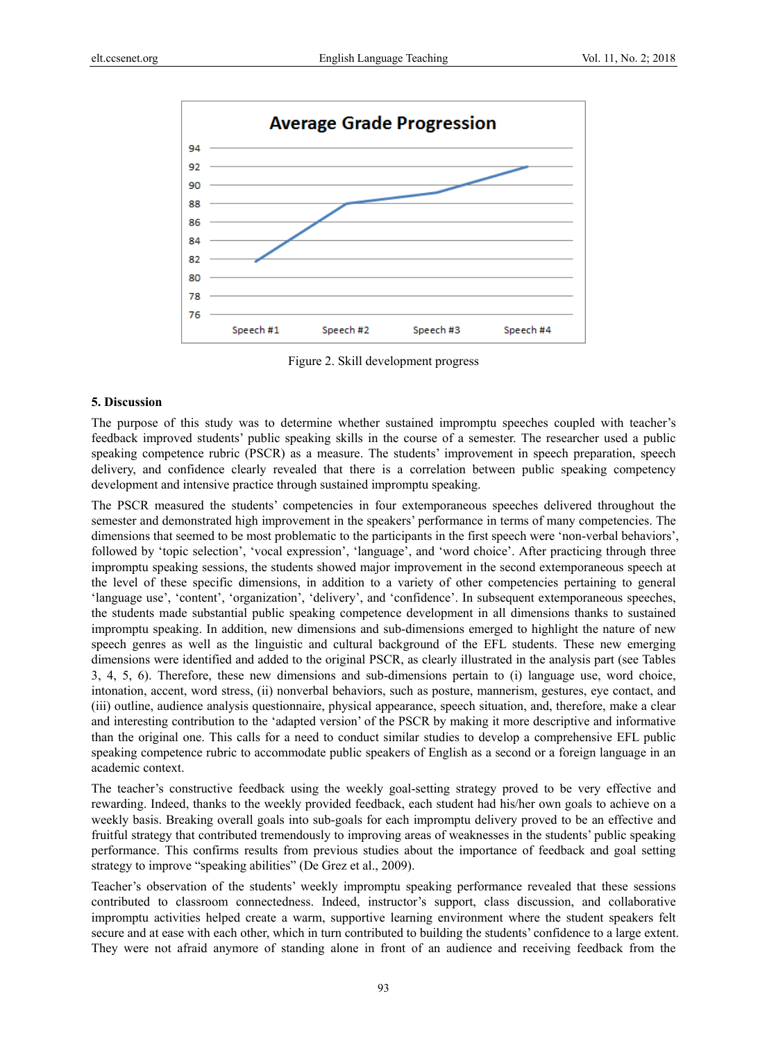Average Grade Progression

94
92
90
88
86
84
82
80
78
76

Speech #1
Speech #2
Speech #3
Speech #4

Figure 2. Skill development progress

## 5. Discussion

The purpose of this study was to determine whether sustained impromptu speeches coupled with teacher's feedback improved students' public speaking skills in the course of a semester. The researcher used a public speaking competence rubric (PSCR) as a measure. The students' improvement in speech preparation, speech delivery, and confidence clearly revealed that there is a correlation between public speaking competency development and intensive practice through sustained impromptu speaking.

The PSCR measured the students' competencies in four extemporaneous speeches delivered throughout the semester and demonstrated high improvement in the speakers' performance in terms of many competencies. The dimensions that seemed to be most problematic to the participants in the first speech were 'non-verbal behaviors', followed by 'topic selection', 'vocal expression', 'language', and 'word choice'. After practicing through three impromptu speaking sessions, the students showed major improvement in the second extemporaneous speech at the level of these specific dimensions, in addition to a variety of other competencies pertaining to general 'language use', 'content', 'organization', 'delivery', and 'confidence'. In subsequent extemporaneous speeches, the students made substantial public speaking competence development in all dimensions thanks to sustained impromptu speaking. In addition, new dimensions and sub-dimensions emerged to highlight the nature of new speech genres as well as the linguistic and cultural background of the EFL students. These new emerging dimensions were identified and added to the original PSCR, as clearly illustrated in the analysis part (see Tables 3, 4, 5, 6). Therefore, these new dimensions and sub-dimensions pertain to (i) language use, word choice, intonation, accent, word stress, (ii) nonverbal behaviors, such as posture, mannerism, gestures, eye contact, and (iii) outline, audience analysis questionnaire, physical appearance, speech situation, and, therefore, make a clear and interesting contribution to the 'adapted version' of the PSCR by making it more descriptive and informative than the original one. This calls for a need to conduct similar studies to develop a comprehensive EFL public speaking competence rubric to accommodate public speakers of English as a second or a foreign language in an academic context.

The teacher's constructive feedback using the weekly goal-setting strategy proved to be very effective and rewarding. Indeed, thanks to the weekly provided feedback, each student had his/her own goals to achieve on a weekly basis. Breaking overall goals into sub-goals for each impromptu delivery proved to be an effective and fruitful strategy that contributed tremendously to improving areas of weaknesses in the students' public speaking performance. This confirms results from previous studies about the importance of feedback and goal setting strategy to improve "speaking abilities" (De Grez et al., 2009).

Teacher's observation of the students' weekly impromptu speaking performance revealed that these sessions contributed to classroom connectedness. Indeed, instructor's support, class discussion, and collaborative impromptu activities helped create a warm, supportive learning environment where the student speakers felt secure and at ease with each other, which in turn contributed to building the students' confidence to a large extent. They were not afraid anymore of standing alone in front of an audience and receiving feedback from the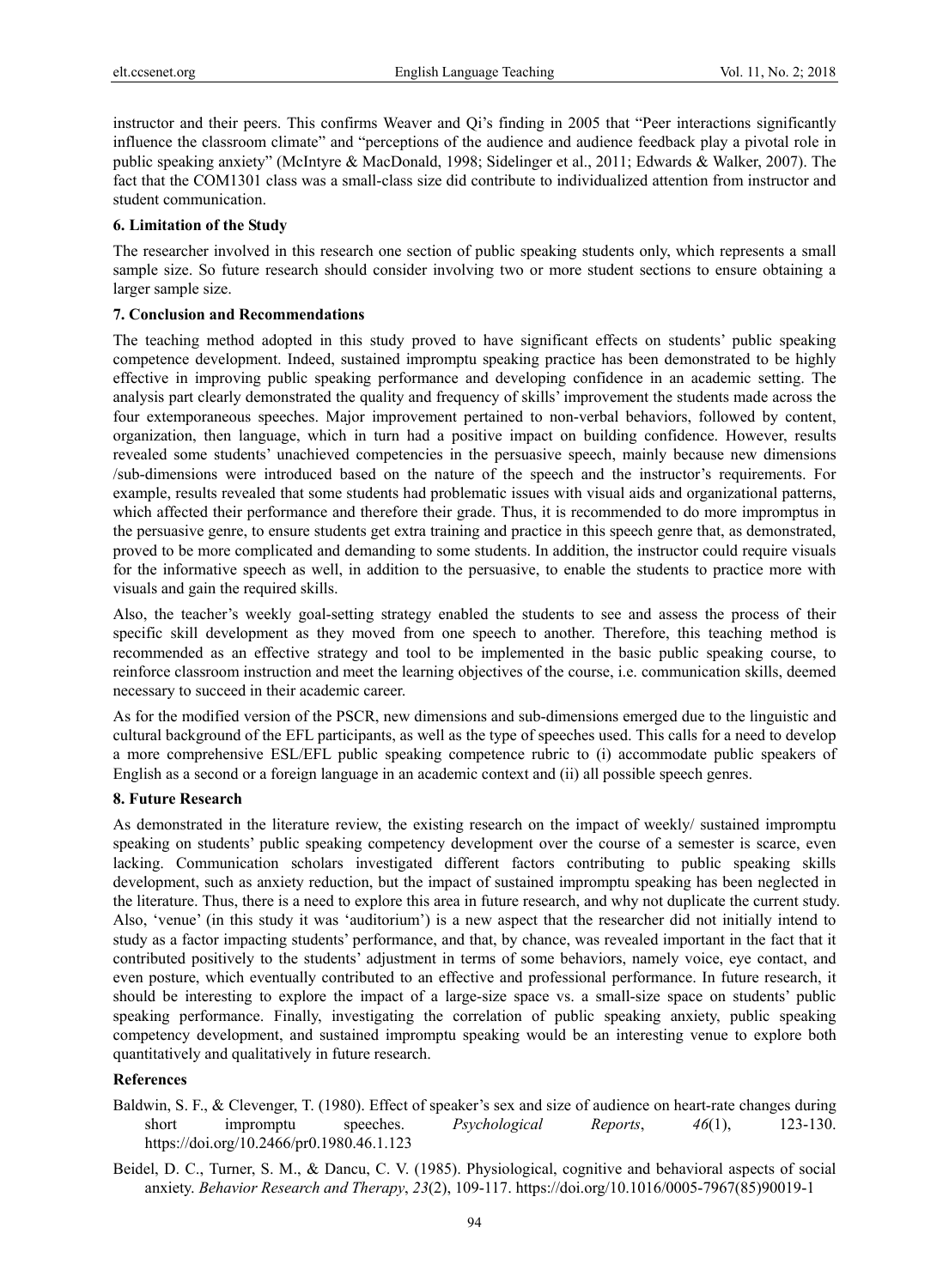instructor and their peers. This confirms Weaver and Qi's finding in 2005 that "Peer interactions significantly influence the classroom climate" and "perceptions of the audience and audience feedback play a pivotal role in public speaking anxiety" (McIntyre & MacDonald, 1998; Sidelinger et al., 2011; Edwards & Walker, 2007). The fact that the COM1301 class was a small-class size did contribute to individualized attention from instructor and student communication.

## 6. Limitation of the Study

The researcher involved in this research one section of public speaking students only, which represents a small sample size. So future research should consider involving two or more student sections to ensure obtaining a larger sample size.

## 7. Conclusion and Recommendations

The teaching method adopted in this study proved to have significant effects on students' public speaking competence development. Indeed, sustained impromptu speaking practice has been demonstrated to be highly effective in improving public speaking performance and developing confidence in an academic setting. The analysis part clearly demonstrated the quality and frequency of skills' improvement the students made across the four extemporaneous speeches. Major improvement pertained to non-verbal behaviors, followed by content, organization, then language, which in turn had a positive impact on building confidence. However, results revealed some students' unachieved competencies in the persuasive speech, mainly because new dimensions /sub-dimensions were introduced based on the nature of the speech and the instructor's requirements. For example, results revealed that some students had problematic issues with visual aids and organizational patterns, which affected their performance and therefore their grade. Thus, it is recommended to do more impromptus in the persuasive genre, to ensure students get extra training and practice in this speech genre that, as demonstrated, proved to be more complicated and demanding to some students. In addition, the instructor could require visuals for the informative speech as well, in addition to the persuasive, to enable the students to practice more with visuals and gain the required skills.

Also, the teacher's weekly goal-setting strategy enabled the students to see and assess the process of their specific skill development as they moved from one speech to another. Therefore, this teaching method is recommended as an effective strategy and tool to be implemented in the basic public speaking course, to reinforce classroom instruction and meet the learning objectives of the course, i.e. communication skills, deemed necessary to succeed in their academic career.

As for the modified version of the PSCR, new dimensions and sub-dimensions emerged due to the linguistic and cultural background of the EFL participants, as well as the type of speeches used. This calls for a need to develop a more comprehensive ESL/EFL public speaking competence rubric to (i) accommodate public speakers of English as a second or a foreign language in an academic context and (ii) all possible speech genres.

## 8. Future Research

As demonstrated in the literature review, the existing research on the impact of weekly/ sustained impromptu speaking on students' public speaking competency development over the course of a semester is scarce, even lacking. Communication scholars investigated different factors contributing to public speaking skills development, such as anxiety reduction, but the impact of sustained impromptu speaking has been neglected in the literature. Thus, there is a need to explore this area in future research, and why not duplicate the current study. Also, 'venue' (in this study it was 'auditorium') is a new aspect that the researcher did not initially intend to study as a factor impacting students' performance, and that, by chance, was revealed important in the fact that it contributed positively to the students' adjustment in terms of some behaviors, namely voice, eye contact, and even posture, which eventually contributed to an effective and professional performance. In future research, it should be interesting to explore the impact of a large-size space vs. a small-size space on students' public speaking performance. Finally, investigating the correlation of public speaking anxiety, public speaking competency development, and sustained impromptu speaking would be an interesting venue to explore both quantitatively and qualitatively in future research.

## References

Baldwin, S. F., & Clevenger, T. (1980). Effect of speaker's sex and size of audience on heart-rate changes during short impromptu speeches. *Psychological Reports*, *46*(1), 123-130. https://doi.org/10.2466/pr0.1980.46.1.123

Beidel, D. C., Turner, S. M., & Dancu, C. V. (1985). Physiological, cognitive and behavioral aspects of social anxiety. *Behavior Research and Therapy*, *23*(2), 109-117. https://doi.org/10.1016/0005-7967(85)90019-1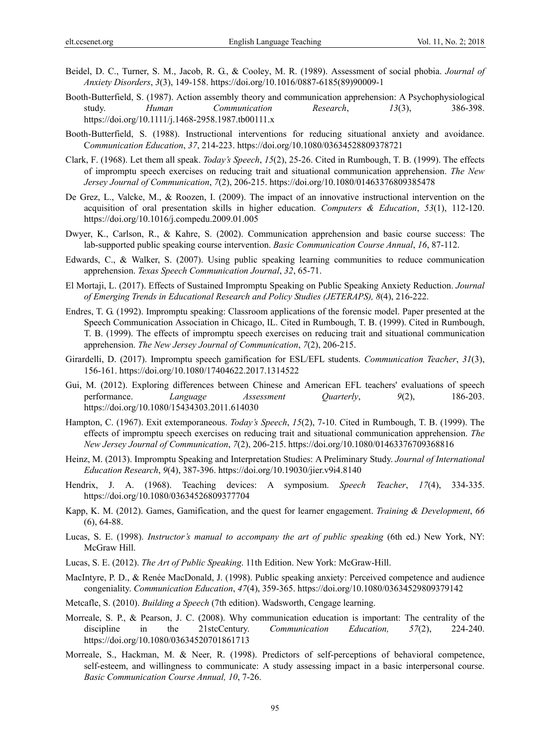Beidel, D. C., Turner, S. M., Jacob, R. G., & Cooley, M. R. (1989). Assessment of social phobia. *Journal of Anxiety Disorders*, *3*(3), 149-158. https://doi.org/10.1016/0887-6185(89)90009-1

Booth-Butterfield, S. (1987). Action assembly theory and communication apprehension: A Psychophysiological study. *Human Communication Research*, *13*(3), 386-398. https://doi.org/10.1111/j.1468-2958.1987.tb00111.x

Booth-Butterfield, S. (1988). Instructional interventions for reducing situational anxiety and avoidance. *Communication Education*, *37*, 214-223. https://doi.org/10.1080/03634528809378721

Clark, F. (1968). Let them all speak. *Today's Speech*, *15*(2), 25-26. Cited in Rumbough, T. B. (1999). The effects of impromptu speech exercises on reducing trait and situational communication apprehension. *The New Jersey Journal of Communication*, *7*(2), 206-215. https://doi.org/10.1080/01463376809385478

De Grez, L., Valcke, M., & Roozen, I. (2009). The impact of an innovative instructional intervention on the acquisition of oral presentation skills in higher education. *Computers & Education*, *53*(1), 112-120. https://doi.org/10.1016/j.compedu.2009.01.005

Dwyer, K., Carlson, R., & Kahre, S. (2002). Communication apprehension and basic course success: The lab-supported public speaking course intervention. *Basic Communication Course Annual*, *16*, 87-112.

Edwards, C., & Walker, S. (2007). Using public speaking learning communities to reduce communication apprehension. *Texas Speech Communication Journal*, *32*, 65-71.

El Mortaji, L. (2017). Effects of Sustained Impromptu Speaking on Public Speaking Anxiety Reduction. *Journal of Emerging Trends in Educational Research and Policy Studies (JETERAPS), 8*(4), 216-222.

Endres, T. G. (1992). Impromptu speaking: Classroom applications of the forensic model. Paper presented at the Speech Communication Association in Chicago, IL. Cited in Rumbough, T. B. (1999). Cited in Rumbough, T. B. (1999). The effects of impromptu speech exercises on reducing trait and situational communication apprehension. *The New Jersey Journal of Communication*, *7*(2), 206-215.

Girardelli, D. (2017). Impromptu speech gamification for ESL/EFL students. *Communication Teacher*, *31*(3), 156-161. https://doi.org/10.1080/17404622.2017.1314522

Gui, M. (2012). Exploring differences between Chinese and American EFL teachers' evaluations of speech performance. *Language Assessment Quarterly*, *9*(2), 186-203. https://doi.org/10.1080/15434303.2011.614030

Hampton, C. (1967). Exit extemporaneous. *Today's Speech*, *15*(2), 7-10. Cited in Rumbough, T. B. (1999). The effects of impromptu speech exercises on reducing trait and situational communication apprehension. *The New Jersey Journal of Communication*, *7*(2), 206-215. https://doi.org/10.1080/01463376709368816

Heinz, M. (2013). Impromptu Speaking and Interpretation Studies: A Preliminary Study. *Journal of International Education Research*, *9*(4), 387-396. https://doi.org/10.19030/jier.v9i4.8140

Hendrix, J. A. (1968). Teaching devices: A symposium. *Speech Teacher*, *17*(4), 334-335. https://doi.org/10.1080/03634526809377704

Kapp, K. M. (2012). Games, Gamification, and the quest for learner engagement. *Training & Development*, *66* (6), 64-88.

Lucas, S. E. (1998). *Instructor's manual to accompany the art of public speaking* (6th ed.) New York, NY: McGraw Hill.

Lucas, S. E. (2012). *The Art of Public Speaking*. 11th Edition. New York: McGraw-Hill.

MacIntyre, P. D., & Renée MacDonald, J. (1998). Public speaking anxiety: Perceived competence and audience congeniality. *Communication Education*, *47*(4), 359-365. https://doi.org/10.1080/03634529809379142

Metcafle, S. (2010). *Building a Speech* (7th edition). Wadsworth, Cengage learning.

Morreale, S. P., & Pearson, J. C. (2008). Why communication education is important: The centrality of the discipline in the 21stcCentury. *Communication Education, 57*(2), 224-240. https://doi.org/10.1080/03634520701861713

Morreale, S., Hackman, M. & Neer, R. (1998). Predictors of self-perceptions of behavioral competence, self-esteem, and willingness to communicate: A study assessing impact in a basic interpersonal course. *Basic Communication Course Annual, 10*, 7-26.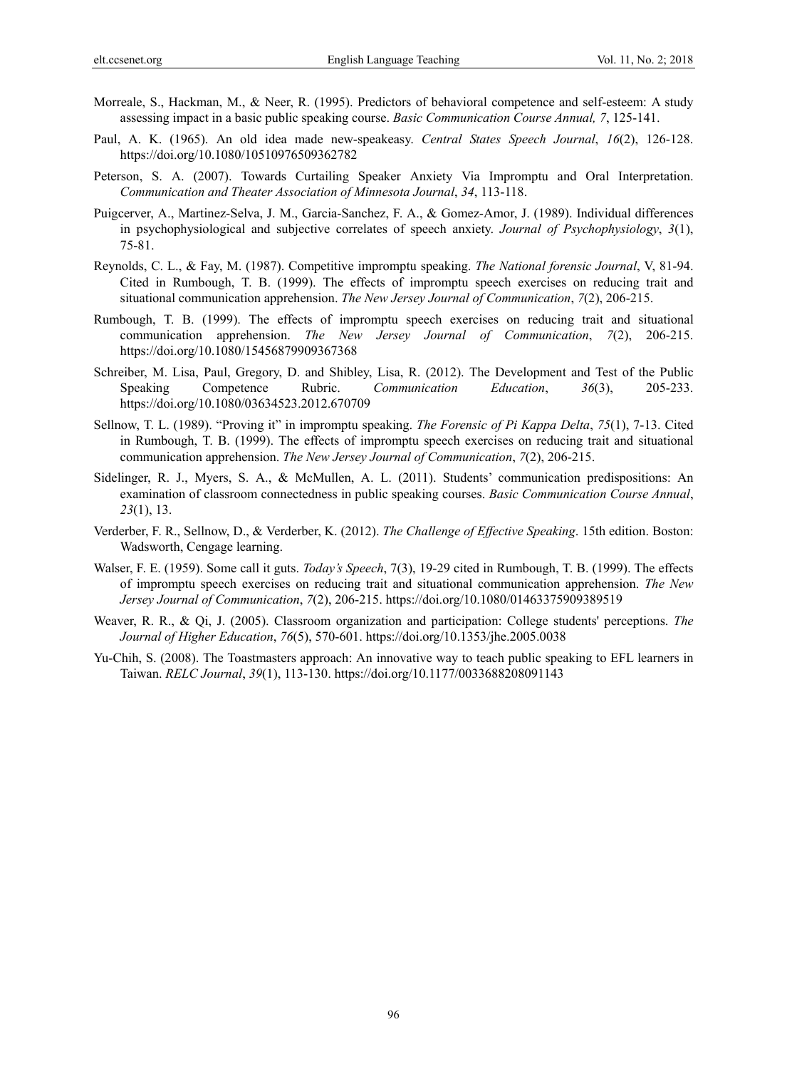Morreale, S., Hackman, M., & Neer, R. (1995). Predictors of behavioral competence and self-esteem: A study assessing impact in a basic public speaking course. *Basic Communication Course Annual, 7*, 125-141.

Paul, A. K. (1965). An old idea made new-speakeasy. *Central States Speech Journal*, *16*(2), 126-128. https://doi.org/10.1080/10510976509362782

Peterson, S. A. (2007). Towards Curtailing Speaker Anxiety Via Impromptu and Oral Interpretation. *Communication and Theater Association of Minnesota Journal*, *34*, 113-118.

Puigcerver, A., Martinez-Selva, J. M., Garcia-Sanchez, F. A., & Gomez-Amor, J. (1989). Individual differences in psychophysiological and subjective correlates of speech anxiety. *Journal of Psychophysiology*, *3*(1), 75-81.

Reynolds, C. L., & Fay, M. (1987). Competitive impromptu speaking. *The National forensic Journal*, V, 81-94. Cited in Rumbough, T. B. (1999). The effects of impromptu speech exercises on reducing trait and situational communication apprehension. *The New Jersey Journal of Communication*, *7*(2), 206-215.

Rumbough, T. B. (1999). The effects of impromptu speech exercises on reducing trait and situational communication apprehension. *The New Jersey Journal of Communication*, *7*(2), 206-215. https://doi.org/10.1080/15456879909367368

Schreiber, M. Lisa, Paul, Gregory, D. and Shibley, Lisa, R. (2012). The Development and Test of the Public Speaking Competence Rubric. *Communication Education*, *36*(3), 205-233. https://doi.org/10.1080/03634523.2012.670709

Sellnow, T. L. (1989). "Proving it" in impromptu speaking. *The Forensic of Pi Kappa Delta*, *75*(1), 7-13. Cited in Rumbough, T. B. (1999). The effects of impromptu speech exercises on reducing trait and situational communication apprehension. *The New Jersey Journal of Communication*, *7*(2), 206-215.

Sidelinger, R. J., Myers, S. A., & McMullen, A. L. (2011). Students' communication predispositions: An examination of classroom connectedness in public speaking courses. *Basic Communication Course Annual*, *23*(1), 13.

Verderber, F. R., Sellnow, D., & Verderber, K. (2012). *The Challenge of Effective Speaking*. 15th edition. Boston: Wadsworth, Cengage learning.

Walser, F. E. (1959). Some call it guts. *Today's Speech*, 7(3), 19-29 cited in Rumbough, T. B. (1999). The effects of impromptu speech exercises on reducing trait and situational communication apprehension. *The New Jersey Journal of Communication*, *7*(2), 206-215. https://doi.org/10.1080/01463375909389519

Weaver, R. R., & Qi, J. (2005). Classroom organization and participation: College students' perceptions. *The Journal of Higher Education*, *76*(5), 570-601. https://doi.org/10.1353/jhe.2005.0038

Yu-Chih, S. (2008). The Toastmasters approach: An innovative way to teach public speaking to EFL learners in Taiwan. *RELC Journal*, *39*(1), 113-130. https://doi.org/10.1177/0033688208091143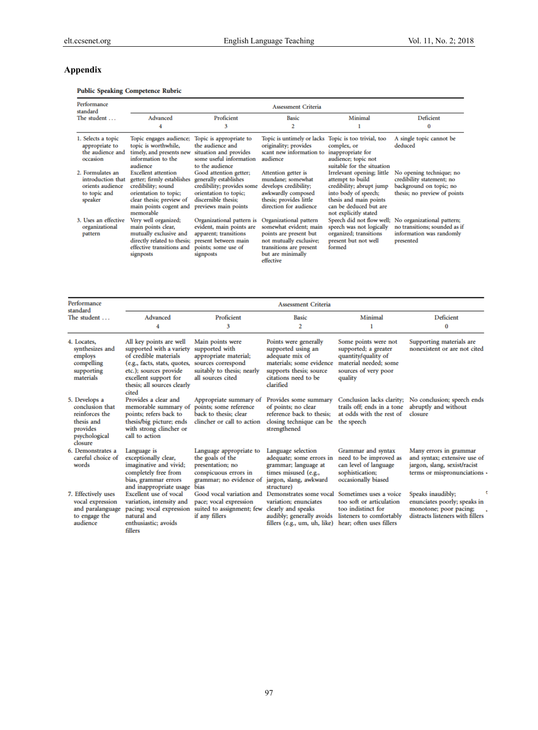## Appendix

**Public Speaking Competence Rubric**

| Performance standard The student . . . | Assessment Criteria | | | | |
|---|---|---|---|---|---|
| | Advanced 4 | Proficient 3 | Basic 2 | Minimal 1 | Deficient 0 |
| 1. Selects a topic appropriate to the audience and occasion | Topic engages audience; topic is worthwhile, timely, and presents new information to the audience | Topic is appropriate to the audience and situation and provides some useful information to the audience | Topic is untimely or lacks originality; provides scant new information to audience | Topic is too trivial, too complex, or inappropriate for audience; topic not suitable for the situation | A single topic cannot be deduced |
| 2. Formulates an introduction that orients audience to topic and speaker | Excellent attention getter; firmly establishes credibility; sound orientation to topic; clear thesis; preview of main points cogent and memorable | Good attention getter; generally establishes credibility; provides some orientation to topic; discernible thesis; previews main points | Attention getter is mundane; somewhat develops credibility; awkwardly composed thesis; provides little direction for audience | Irrelevant opening; little attempt to build credibility; abrupt jump into body of speech; thesis and main points can be deduced but are not explicitly stated | No opening technique; no credibility statement; no background on topic; no thesis; no preview of points |
| 3. Uses an effective organizational pattern | Very well organized; main points clear, mutually exclusive and directly related to thesis; effective transitions and signposts | Organizational pattern is evident, main points are apparent; transitions present between main points; some use of signposts | Organizational pattern somewhat evident; main points are present but not mutually exclusive; transitions are present but are minimally effective | Speech did not flow well; speech was not logically organized; transitions present but not well formed | No organizational pattern; no transitions; sounded as if information was randomly presented |
| 4. Locates, synthesizes and employs compelling supporting materials | All key points are well supported with a variety of credible materials (e.g., facts, stats, quotes, etc.); sources provide excellent support for thesis; all sources clearly cited | Main points were supported with appropriate material; sources correspond suitably to thesis; nearly all sources cited | Points were generally supported using an adequate mix of materials; some evidence supports thesis; source citations need to be clarified | Some points were not supported; a greater quantity/quality of material needed; some sources of very poor quality | Supporting materials are nonexistent or are not cited |
| 5. Develops a conclusion that reinforces the thesis and provides psychological closure | Provides a clear and memorable summary of points; refers back to thesis/big picture; ends with strong clincher or call to action | Appropriate summary of points; some reference back to thesis; clear clincher or call to action | Provides some summary of points; no clear reference back to thesis; closing technique can be strengthened | Conclusion lacks clarity; trails off; ends in a tone at odds with the rest of the speech | No conclusion; speech ends abruptly and without closure |
| 6. Demonstrates a careful choice of words | Language is exceptionally clear, imaginative and vivid; completely free from bias, grammar errors and inappropriate usage | Language appropriate to the goals of the presentation; no conspicuous errors in grammar; no evidence of bias | Language selection adequate; some errors in grammar; language at times misused (e.g., jargon, slang, awkward structure) | Grammar and syntax need to be improved as can level of language sophistication; occasionally biased | Many errors in grammar and syntax; extensive use of jargon, slang, sexist/racist terms or mispronunciations |
| 7. Effectively uses vocal expression and paralanguage to engage the audience | Excellent use of vocal variation, intensity and pacing; vocal expression natural and enthusiastic; avoids fillers | Good vocal variation and pace; vocal expression suited to assignment; few if any fillers | Demonstrates some vocal variation; enunciates clearly and speaks audibly; generally avoids fillers (e.g., um, uh, like) | Sometimes uses a voice too soft or articulation too indistinct for listeners to comfortably hear; often uses fillers | Speaks inaudibly; enunciates poorly; speaks in monotone; poor pacing; distracts listeners with fillers |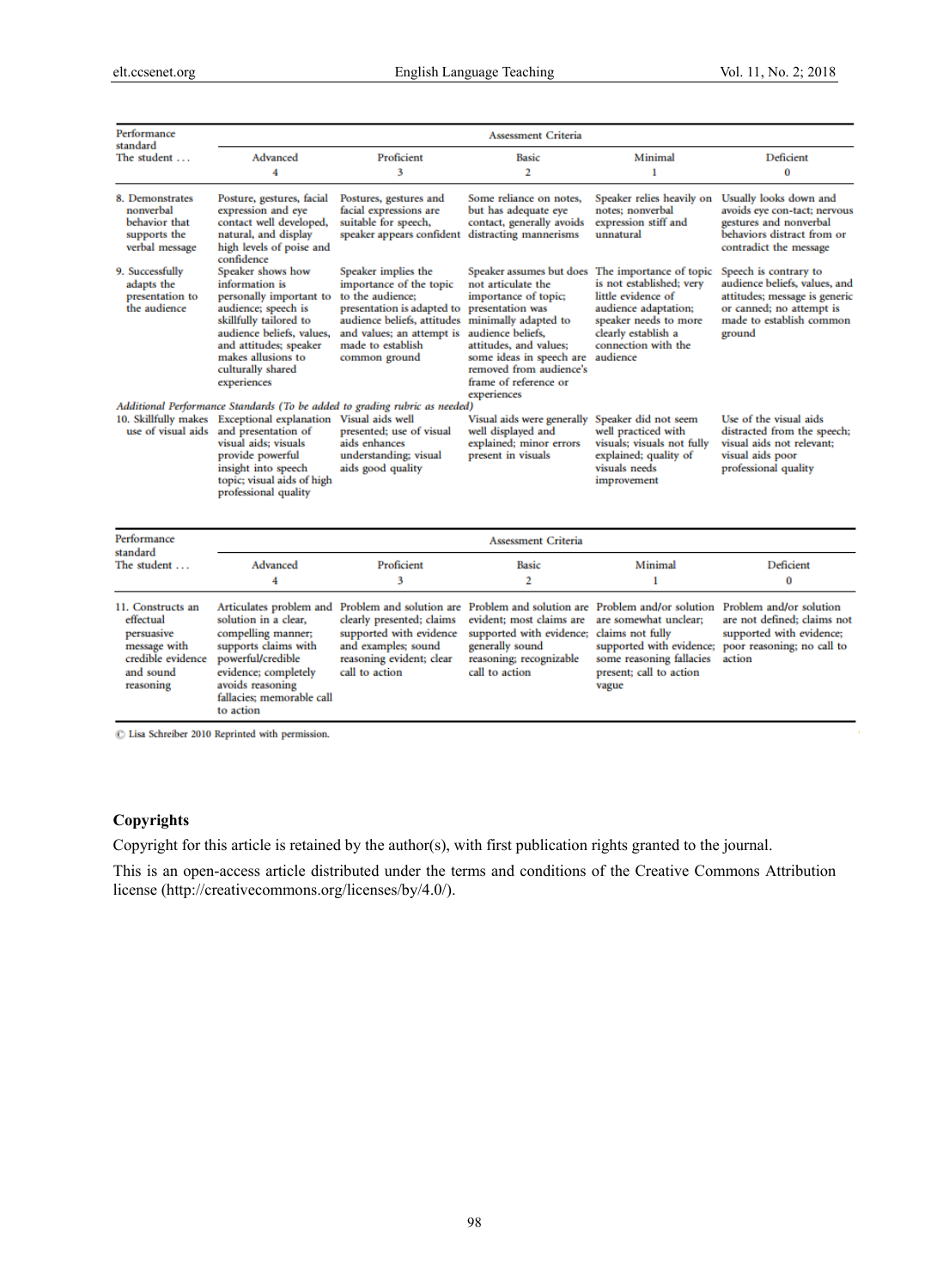| Performance standard The student ... | Assessment Criteria | | | | |
|---|---|---|---|---|---|
| | Advanced 4 | Proficient 3 | Basic 2 | Minimal 1 | Deficient 0 |
| 8. Demonstrates nonverbal behavior that supports the verbal message | Posture, gestures, facial expression and eye contact well developed, natural, and display high levels of poise and confidence | Postures, gestures and facial expressions are suitable for speech, speaker appears confident | Some reliance on notes, but has adequate eye contact, generally avoids distracting mannerisms | Speaker relies heavily on notes; nonverbal expression stiff and unnatural | Usually looks down and avoids eye con-tact; nervous gestures and nonverbal behaviors distract from or contradict the message |
| 9. Successfully adapts the presentation to the audience | Speaker shows how information is personally important to audience; speech is skillfully tailored to audience beliefs, values, and attitudes; speaker makes allusions to culturally shared experiences | Speaker implies the importance of the topic to the audience; presentation is adapted to audience beliefs, attitudes and values; an attempt is made to establish common ground | Speaker assumes but does not articulate the importance of topic; presentation was minimally adapted to audience beliefs, attitudes, and values; some ideas in speech are removed from audience's frame of reference or experiences | The importance of topic is not established; very little evidence of audience adaptation; speaker needs to more clearly establish a connection with the audience | Speech is contrary to audience beliefs, values, and attitudes; message is generic or canned; no attempt is made to establish common ground |
| *Additional Performance Standards (To be added to grading rubric as needed)* | | | | | |
| 10. Skillfully makes use of visual aids | Exceptional explanation and presentation of visual aids; visuals provide powerful insight into speech topic; visual aids of high professional quality | Visual aids well presented; use of visual aids enhances understanding; visual aids good quality | Visual aids were generally well displayed and explained; minor errors present in visuals | Speaker did not seem well practiced with visuals; visuals not fully explained; quality of visuals needs improvement | Use of the visual aids distracted from the speech; visual aids not relevant; visual aids poor professional quality |

| Performance standard The student ... | Assessment Criteria | | | | |
|---|---|---|---|---|---|
| | Advanced 4 | Proficient 3 | Basic 2 | Minimal 1 | Deficient 0 |
| 11. Constructs an effectual persuasive message with credible evidence and sound reasoning | Articulates problem and solution in a clear, compelling manner; supports claims with powerful/credible evidence; completely avoids reasoning fallacies; memorable call to action | Problem and solution are clearly presented; claims supported with evidence and examples; sound reasoning evident; clear call to action | Problem and solution are evident; most claims are supported with evidence; generally sound reasoning; recognizable call to action | Problem and/or solution are somewhat unclear; claims not fully supported with evidence; some reasoning fallacies present; call to action vague | Problem and/or solution are not defined; claims not supported with evidence; poor reasoning; no call to action |

© Lisa Schreiber 2010 Reprinted with permission.

## Copyrights

Copyright for this article is retained by the author(s), with first publication rights granted to the journal.

This is an open-access article distributed under the terms and conditions of the Creative Commons Attribution license (http://creativecommons.org/licenses/by/4.0/).